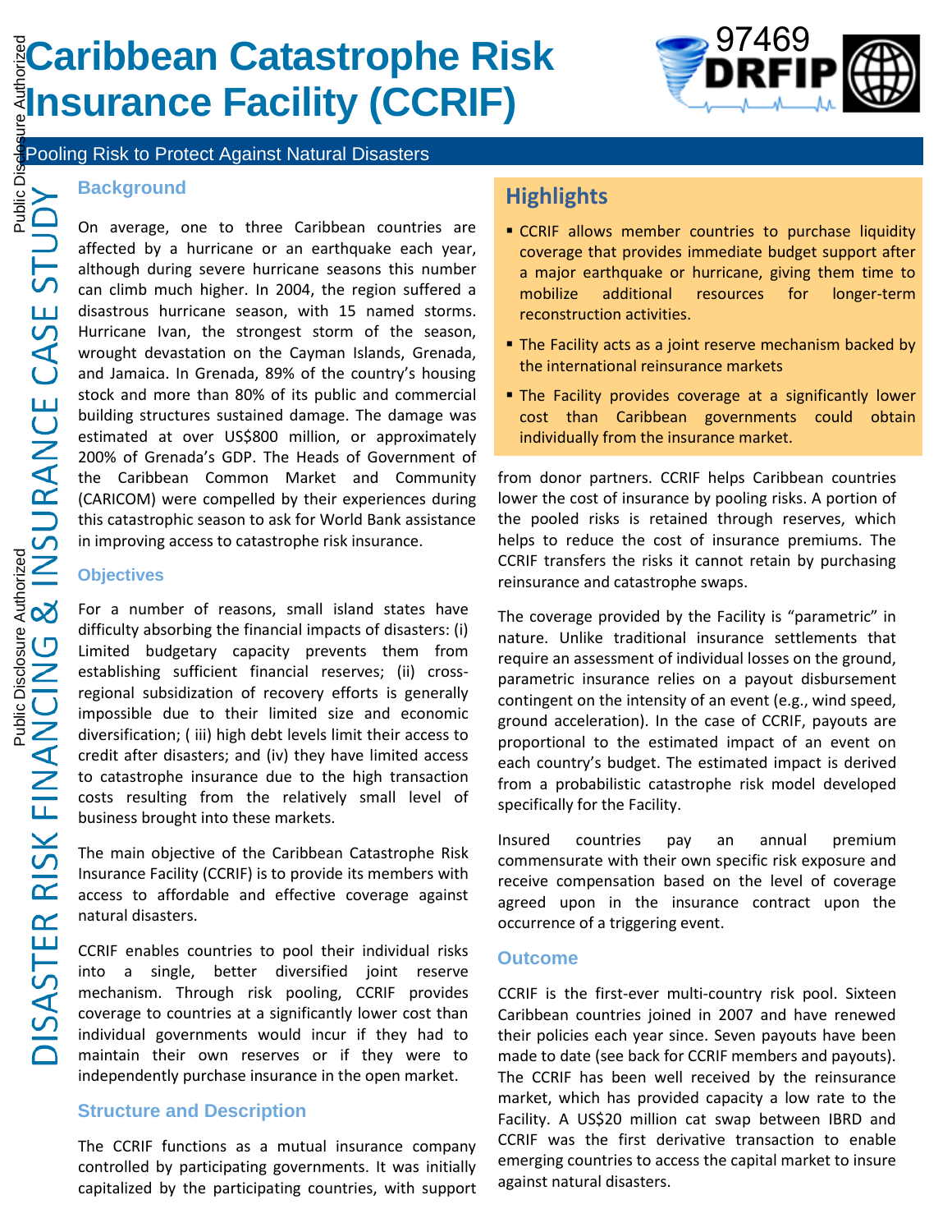# Caribbean Catastrophe Risk Insurance Facility (CCRIF)

Pooling Risk to Protect Against Natural Disasters

DISASTER RISK FINANCING & INSURANCE CASE STUDY

## Background

On average, one to three Caribbean countries are affected by a hurricane or an earthquake each year, although during severe hurricane seasons this number can climb much higher. In 2004, the region suffered a disastrous hurricane season, with 15 named storms. Hurricane Ivan, the strongest storm of the season, wrought devastation on the Cayman Islands, Grenada, and Jamaica. In Grenada, 89% of the country's housing stock and more than 80% of its public and commercial building structures sustained damage. The damage was estimated at over US$800 million, or approximately 200% of Grenada's GDP. The Heads of Government of the Caribbean Common Market and Community (CARICOM) were compelled by their experiences during this catastrophic season to ask for World Bank assistance in improving access to catastrophe risk insurance.

## Objectives

For a number of reasons, small island states have difficulty absorbing the financial impacts of disasters: (i) Limited budgetary capacity prevents them from establishing sufficient financial reserves; (ii) cross-regional subsidization of recovery efforts is generally impossible due to their limited size and economic diversification; ( iii) high debt levels limit their access to credit after disasters; and (iv) they have limited access to catastrophe insurance due to the high transaction costs resulting from the relatively small level of business brought into these markets.

The main objective of the Caribbean Catastrophe Risk Insurance Facility (CCRIF) is to provide its members with access to affordable and effective coverage against natural disasters.

CCRIF enables countries to pool their individual risks into a single, better diversified joint reserve mechanism. Through risk pooling, CCRIF provides coverage to countries at a significantly lower cost than individual governments would incur if they had to maintain their own reserves or if they were to independently purchase insurance in the open market.

## Structure and Description

The CCRIF functions as a mutual insurance company controlled by participating governments. It was initially capitalized by the participating countries, with support from donor partners. CCRIF helps Caribbean countries lower the cost of insurance by pooling risks. A portion of the pooled risks is retained through reserves, which helps to reduce the cost of insurance premiums. The CCRIF transfers the risks it cannot retain by purchasing reinsurance and catastrophe swaps.

The coverage provided by the Facility is "parametric" in nature. Unlike traditional insurance settlements that require an assessment of individual losses on the ground, parametric insurance relies on a payout disbursement contingent on the intensity of an event (e.g., wind speed, ground acceleration). In the case of CCRIF, payouts are proportional to the estimated impact of an event on each country's budget. The estimated impact is derived from a probabilistic catastrophe risk model developed specifically for the Facility.

Insured countries pay an annual premium commensurate with their own specific risk exposure and receive compensation based on the level of coverage agreed upon in the insurance contract upon the occurrence of a triggering event.

## Highlights

- CCRIF allows member countries to purchase liquidity coverage that provides immediate budget support after a major earthquake or hurricane, giving them time to mobilize additional resources for longer-term reconstruction activities.
- The Facility acts as a joint reserve mechanism backed by the international reinsurance markets
- The Facility provides coverage at a significantly lower cost than Caribbean governments could obtain individually from the insurance market.

## Outcome

CCRIF is the first-ever multi-country risk pool. Sixteen Caribbean countries joined in 2007 and have renewed their policies each year since. Seven payouts have been made to date (see back for CCRIF members and payouts). The CCRIF has been well received by the reinsurance market, which has provided capacity a low rate to the Facility. A US$20 million cat swap between IBRD and CCRIF was the first derivative transaction to enable emerging countries to access the capital market to insure against natural disasters.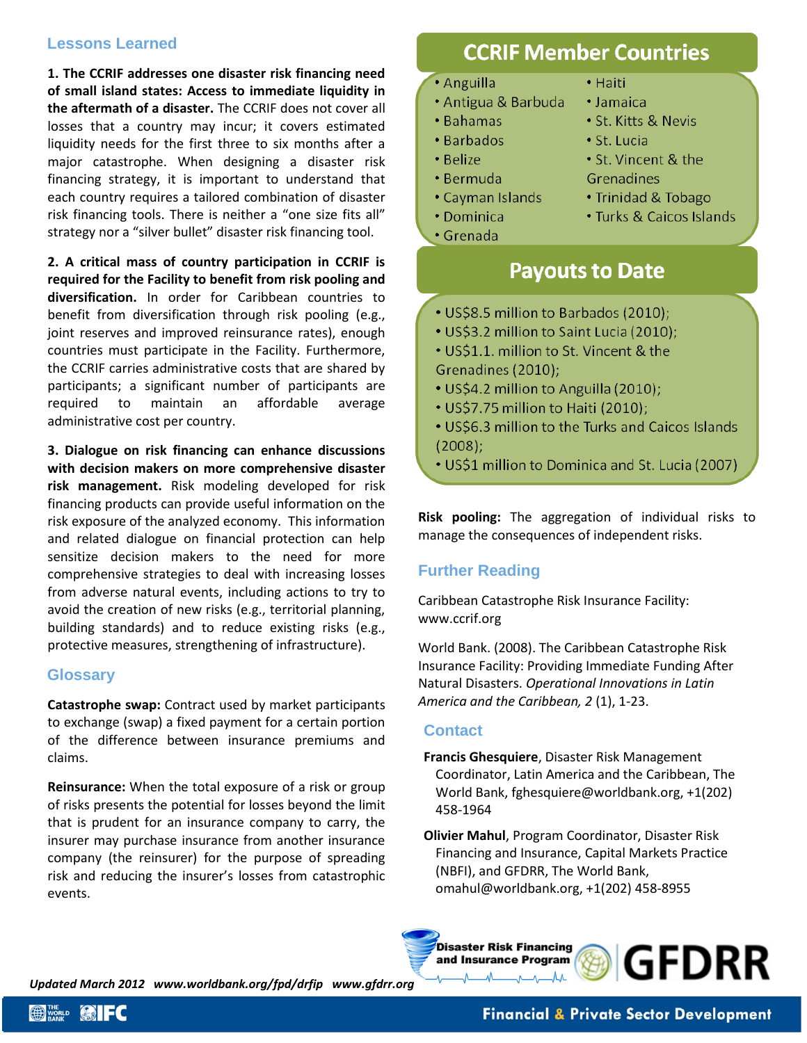## Lessons Learned

**1. The CCRIF addresses one disaster risk financing need of small island states: Access to immediate liquidity in the aftermath of a disaster.** The CCRIF does not cover all losses that a country may incur; it covers estimated liquidity needs for the first three to six months after a major catastrophe. When designing a disaster risk financing strategy, it is important to understand that each country requires a tailored combination of disaster risk financing tools. There is neither a "one size fits all" strategy nor a "silver bullet" disaster risk financing tool.

**2. A critical mass of country participation in CCRIF is required for the Facility to benefit from risk pooling and diversification.** In order for Caribbean countries to benefit from diversification through risk pooling (e.g., joint reserves and improved reinsurance rates), enough countries must participate in the Facility. Furthermore, the CCRIF carries administrative costs that are shared by participants; a significant number of participants are required to maintain an affordable average administrative cost per country.

**3. Dialogue on risk financing can enhance discussions with decision makers on more comprehensive disaster risk management.** Risk modeling developed for risk financing products can provide useful information on the risk exposure of the analyzed economy. This information and related dialogue on financial protection can help sensitize decision makers to the need for more comprehensive strategies to deal with increasing losses from adverse natural events, including actions to try to avoid the creation of new risks (e.g., territorial planning, building standards) and to reduce existing risks (e.g., protective measures, strengthening of infrastructure).

## Glossary

**Catastrophe swap:** Contract used by market participants to exchange (swap) a fixed payment for a certain portion of the difference between insurance premiums and claims.

**Reinsurance:** When the total exposure of a risk or group of risks presents the potential for losses beyond the limit that is prudent for an insurance company to carry, the insurer may purchase insurance from another insurance company (the reinsurer) for the purpose of spreading risk and reducing the insurer's losses from catastrophic events.

## CCRIF Member Countries

- Anguilla
- Antigua & Barbuda
- Bahamas
- Barbados
- Belize
- Bermuda
- Cayman Islands
- Dominica
- Grenada
- Haiti
- Jamaica
- St. Kitts & Nevis
- St. Lucia
- St. Vincent & the Grenadines
- Trinidad & Tobago
- Turks & Caicos Islands

## Payouts to Date

- US$8.5 million to Barbados (2010);
- US$3.2 million to Saint Lucia (2010);
- US$1.1. million to St. Vincent & the Grenadines (2010);
- US$4.2 million to Anguilla (2010);
- US$7.75 million to Haiti (2010);
- US$6.3 million to the Turks and Caicos Islands (2008);
- US$1 million to Dominica and St. Lucia (2007)

**Risk pooling:** The aggregation of individual risks to manage the consequences of independent risks.

## Further Reading

Caribbean Catastrophe Risk Insurance Facility: www.ccrif.org

World Bank. (2008). The Caribbean Catastrophe Risk Insurance Facility: Providing Immediate Funding After Natural Disasters. *Operational Innovations in Latin America and the Caribbean, 2* (1), 1-23.

## Contact

**Francis Ghesquiere**, Disaster Risk Management Coordinator, Latin America and the Caribbean, The World Bank, fghesquiere@worldbank.org, +1(202) 458-1964

**Olivier Mahul**, Program Coordinator, Disaster Risk Financing and Insurance, Capital Markets Practice (NBFI), and GFDRR, The World Bank, omahul@worldbank.org, +1(202) 458-8955

Disaster Risk Financing and Insurance Program GFDRR

***Updated March 2012 www.worldbank.org/fpd/drfip www.gfdrr.org***

The World Bank IFC Financial & Private Sector Development